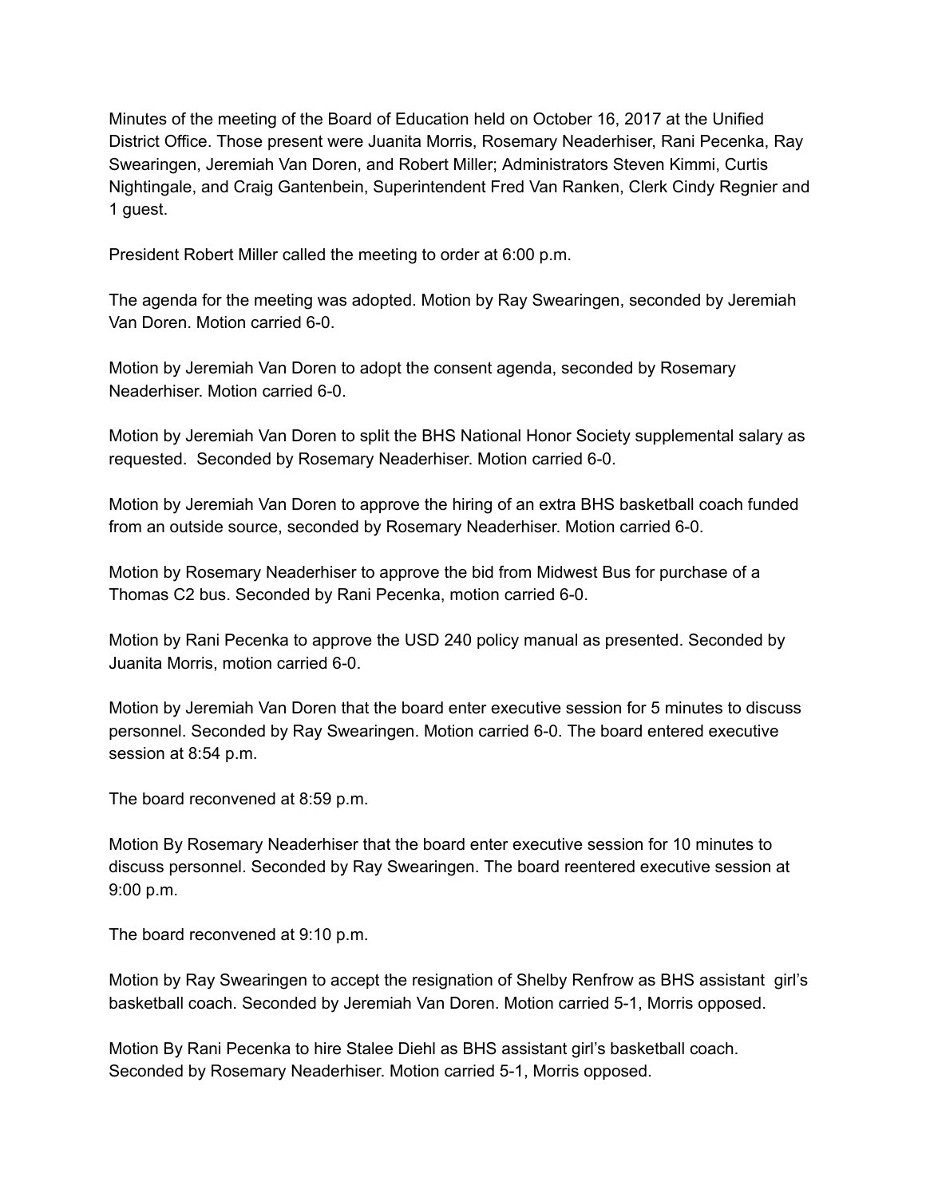Minutes of the meeting of the Board of Education held on October 16, 2017 at the Unified District Office. Those present were Juanita Morris, Rosemary Neaderhiser, Rani Pecenka, Ray Swearingen, Jeremiah Van Doren, and Robert Miller; Administrators Steven Kimmi, Curtis Nightingale, and Craig Gantenbein, Superintendent Fred Van Ranken, Clerk Cindy Regnier and 1 guest.

President Robert Miller called the meeting to order at 6:00 p.m.

The agenda for the meeting was adopted. Motion by Ray Swearingen, seconded by Jeremiah Van Doren. Motion carried 6-0.

Motion by Jeremiah Van Doren to adopt the consent agenda, seconded by Rosemary Neaderhiser. Motion carried 6-0.

Motion by Jeremiah Van Doren to split the BHS National Honor Society supplemental salary as requested. Seconded by Rosemary Neaderhiser. Motion carried 6-0.

Motion by Jeremiah Van Doren to approve the hiring of an extra BHS basketball coach funded from an outside source, seconded by Rosemary Neaderhiser. Motion carried 6-0.

Motion by Rosemary Neaderhiser to approve the bid from Midwest Bus for purchase of a Thomas C2 bus. Seconded by Rani Pecenka, motion carried 6-0.

Motion by Rani Pecenka to approve the USD 240 policy manual as presented. Seconded by Juanita Morris, motion carried 6-0.

Motion by Jeremiah Van Doren that the board enter executive session for 5 minutes to discuss personnel. Seconded by Ray Swearingen. Motion carried 6-0. The board entered executive session at 8:54 p.m.

The board reconvened at 8:59 p.m.

Motion By Rosemary Neaderhiser that the board enter executive session for 10 minutes to discuss personnel. Seconded by Ray Swearingen. The board reentered executive session at 9:00 p.m.

The board reconvened at 9:10 p.m.

Motion by Ray Swearingen to accept the resignation of Shelby Renfrow as BHS assistant girl's basketball coach. Seconded by Jeremiah Van Doren. Motion carried 5-1, Morris opposed.

Motion By Rani Pecenka to hire Stalee Diehl as BHS assistant girl's basketball coach. Seconded by Rosemary Neaderhiser. Motion carried 5-1, Morris opposed.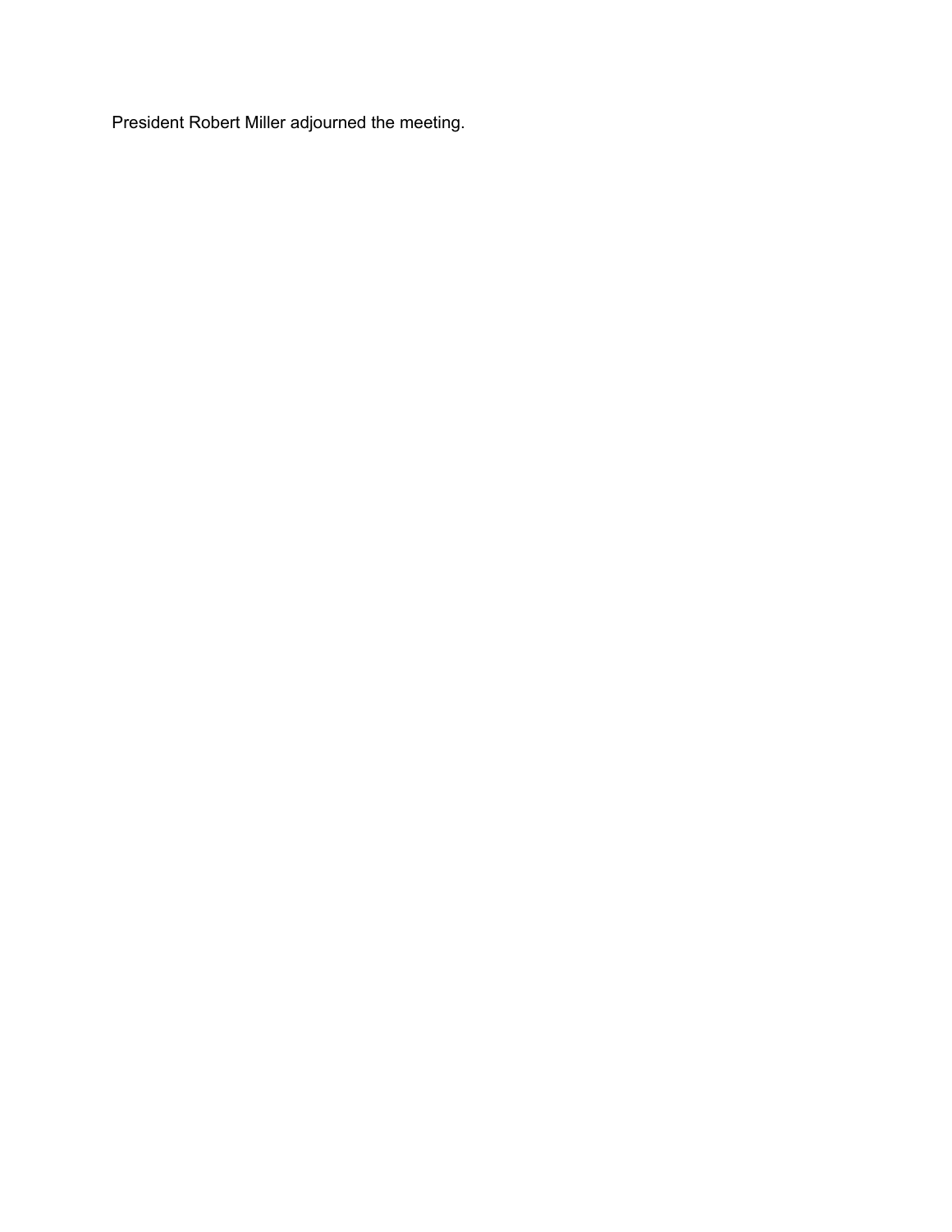President Robert Miller adjourned the meeting.